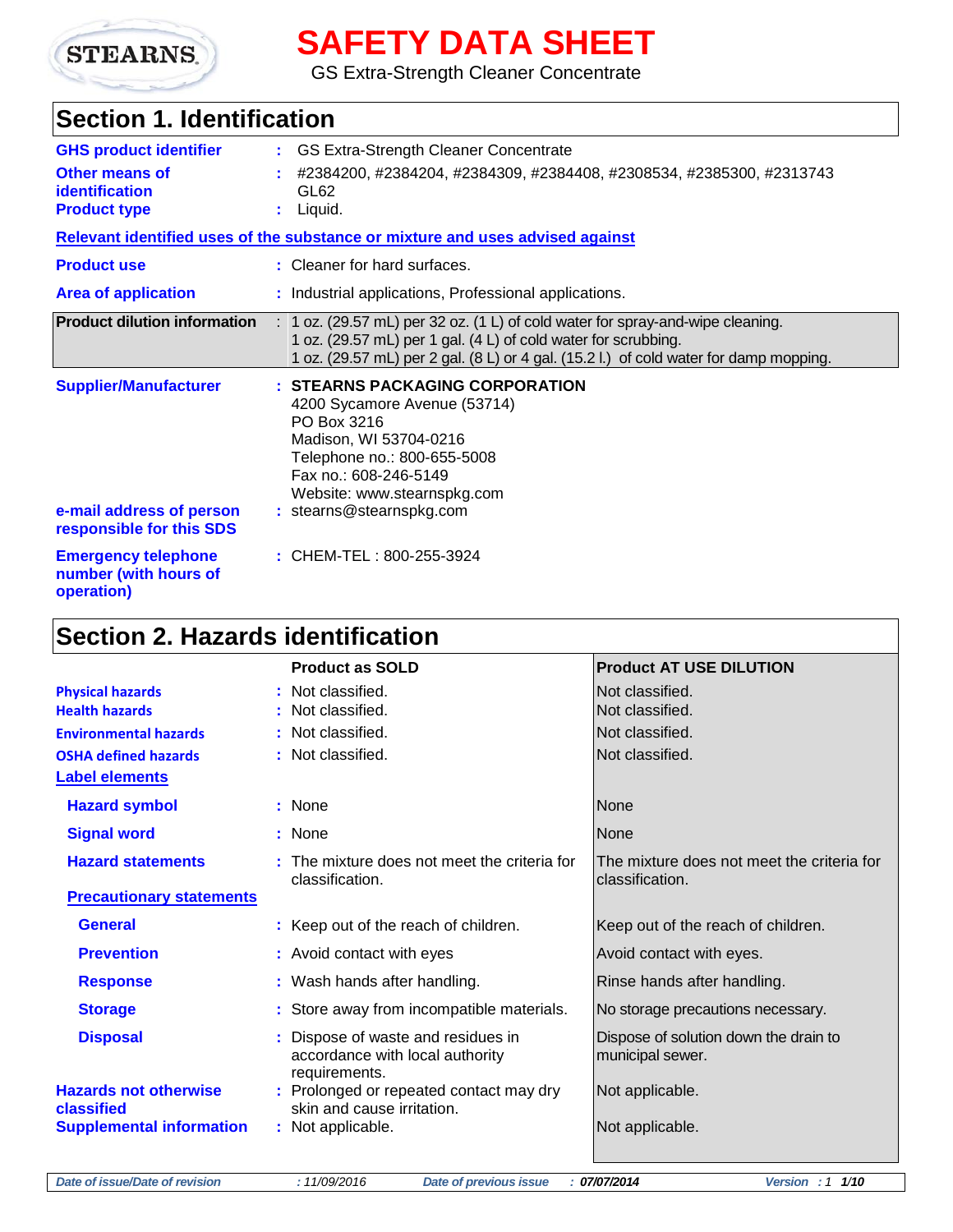# SAFETY DATA SHEET

GS Extra-Strength Cleaner Concentrate

## Section 1. Identification

**GHS product identifier** : GS Extra-Strength Cleaner Concentrate

**Other means of identification** : #2384200, #2384204, #2384309, #2384408, #2308534, #2385300, #2313743 GL62

**Product type** : Liquid.

**Relevant identified uses of the substance or mixture and uses advised against**

**Product use** : Cleaner for hard surfaces.

**Area of application** : Industrial applications, Professional applications.

**Product dilution information** : 1 oz. (29.57 mL) per 32 oz. (1 L) of cold water for spray-and-wipe cleaning.
1 oz. (29.57 mL) per 1 gal. (4 L) of cold water for scrubbing.
1 oz. (29.57 mL) per 2 gal. (8 L) or 4 gal. (15.2 l.) of cold water for damp mopping.

**Supplier/Manufacturer** : **STEARNS PACKAGING CORPORATION**
4200 Sycamore Avenue (53714)
PO Box 3216
Madison, WI 53704-0216
Telephone no.: 800-655-5008
Fax no.: 608-246-5149
Website: www.stearnspkg.com

**e-mail address of person responsible for this SDS** : stearns@stearnspkg.com

**Emergency telephone number (with hours of operation)** : CHEM-TEL : 800-255-3924

## Section 2. Hazards identification

| | Product as SOLD | Product AT USE DILUTION |
|---|---|---|
| **Physical hazards** | Not classified. | Not classified. |
| **Health hazards** | Not classified. | Not classified. |
| **Environmental hazards** | Not classified. | Not classified. |
| **OSHA defined hazards** | Not classified. | Not classified. |
| **Label elements** | | |
| **Hazard symbol** | None | None |
| **Signal word** | None | None |
| **Hazard statements** | The mixture does not meet the criteria for classification. | The mixture does not meet the criteria for classification. |
| **Precautionary statements** | | |
| **General** | Keep out of the reach of children. | Keep out of the reach of children. |
| **Prevention** | Avoid contact with eyes | Avoid contact with eyes. |
| **Response** | Wash hands after handling. | Rinse hands after handling. |
| **Storage** | Store away from incompatible materials. | No storage precautions necessary. |
| **Disposal** | Dispose of waste and residues in accordance with local authority requirements. | Dispose of solution down the drain to municipal sewer. |
| **Hazards not otherwise classified** | Prolonged or repeated contact may dry skin and cause irritation. | Not applicable. |
| **Supplemental information** | Not applicable. | Not applicable. |

*Date of issue/Date of revision* : 11/09/2016 *Date of previous issue* : **07/07/2014** *Version* : 1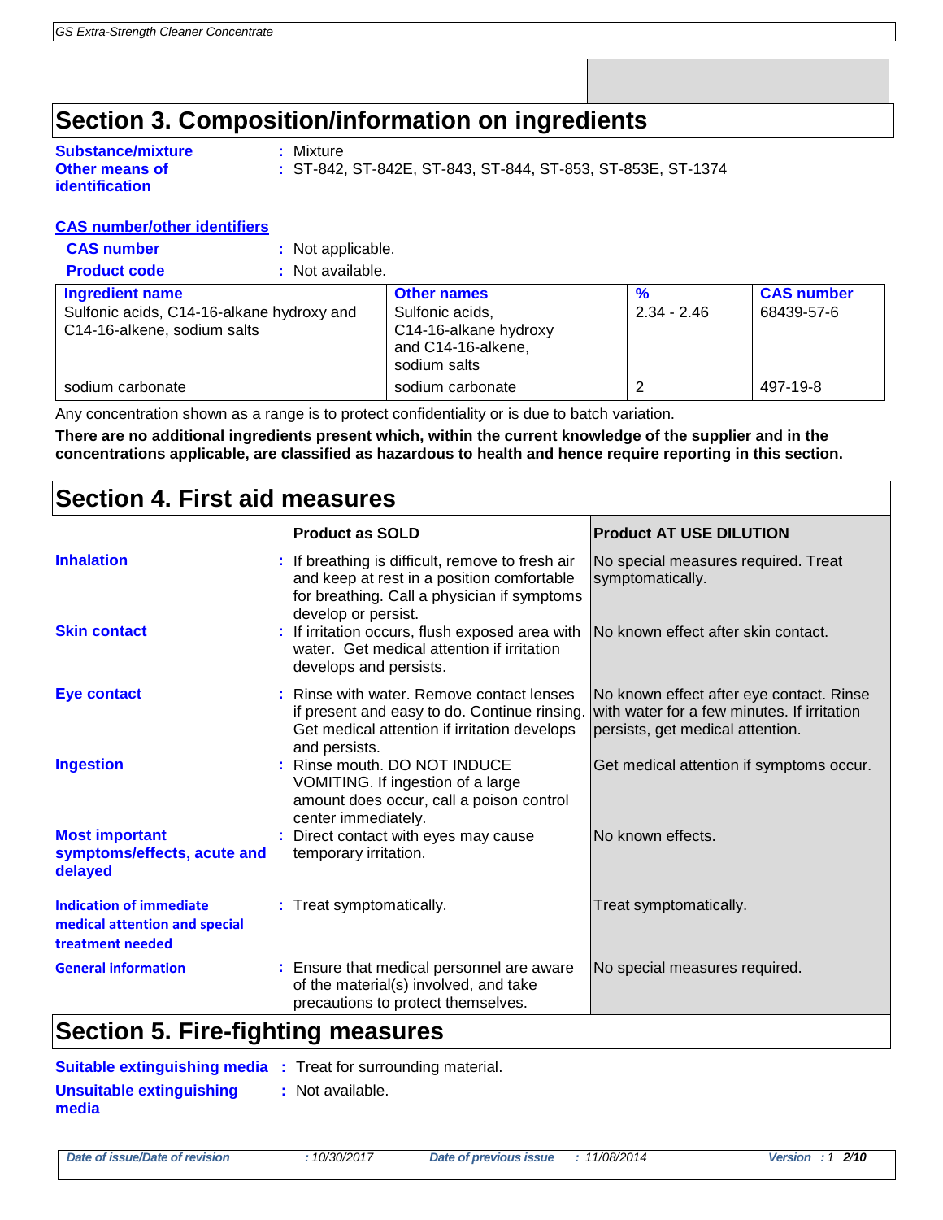## Section 3. Composition/information on ingredients

**Substance/mixture** : Mixture

**Other means of identification** : ST-842, ST-842E, ST-843, ST-844, ST-853, ST-853E, ST-1374

**CAS number/other identifiers**

**CAS number** : Not applicable.

**Product code** : Not available.

| Ingredient name | Other names | % | CAS number |
|---|---|---|---|
| Sulfonic acids, C14-16-alkane hydroxy and C14-16-alkene, sodium salts | Sulfonic acids, C14-16-alkane hydroxy and C14-16-alkene, sodium salts | 2.34 - 2.46 | 68439-57-6 |
| sodium carbonate | sodium carbonate | 2 | 497-19-8 |

Any concentration shown as a range is to protect confidentiality or is due to batch variation.

**There are no additional ingredients present which, within the current knowledge of the supplier and in the concentrations applicable, are classified as hazardous to health and hence require reporting in this section.**

## Section 4. First aid measures

| | Product as SOLD | Product AT USE DILUTION |
|---|---|---|
| **Inhalation** | If breathing is difficult, remove to fresh air and keep at rest in a position comfortable for breathing. Call a physician if symptoms develop or persist. | No special measures required. Treat symptomatically. |
| **Skin contact** | If irritation occurs, flush exposed area with water. Get medical attention if irritation develops and persists. | No known effect after skin contact. |
| **Eye contact** | Rinse with water. Remove contact lenses if present and easy to do. Continue rinsing. Get medical attention if irritation develops and persists. | No known effect after eye contact. Rinse with water for a few minutes. If irritation persists, get medical attention. |
| **Ingestion** | Rinse mouth. DO NOT INDUCE VOMITING. If ingestion of a large amount does occur, call a poison control center immediately. | Get medical attention if symptoms occur. |
| **Most important symptoms/effects, acute and delayed** | Direct contact with eyes may cause temporary irritation. | No known effects. |
| **Indication of immediate medical attention and special treatment needed** | Treat symptomatically. | Treat symptomatically. |
| **General information** | Ensure that medical personnel are aware of the material(s) involved, and take precautions to protect themselves. | No special measures required. |

## Section 5. Fire-fighting measures

**Suitable extinguishing media** : Treat for surrounding material.

**Unsuitable extinguishing media** : Not available.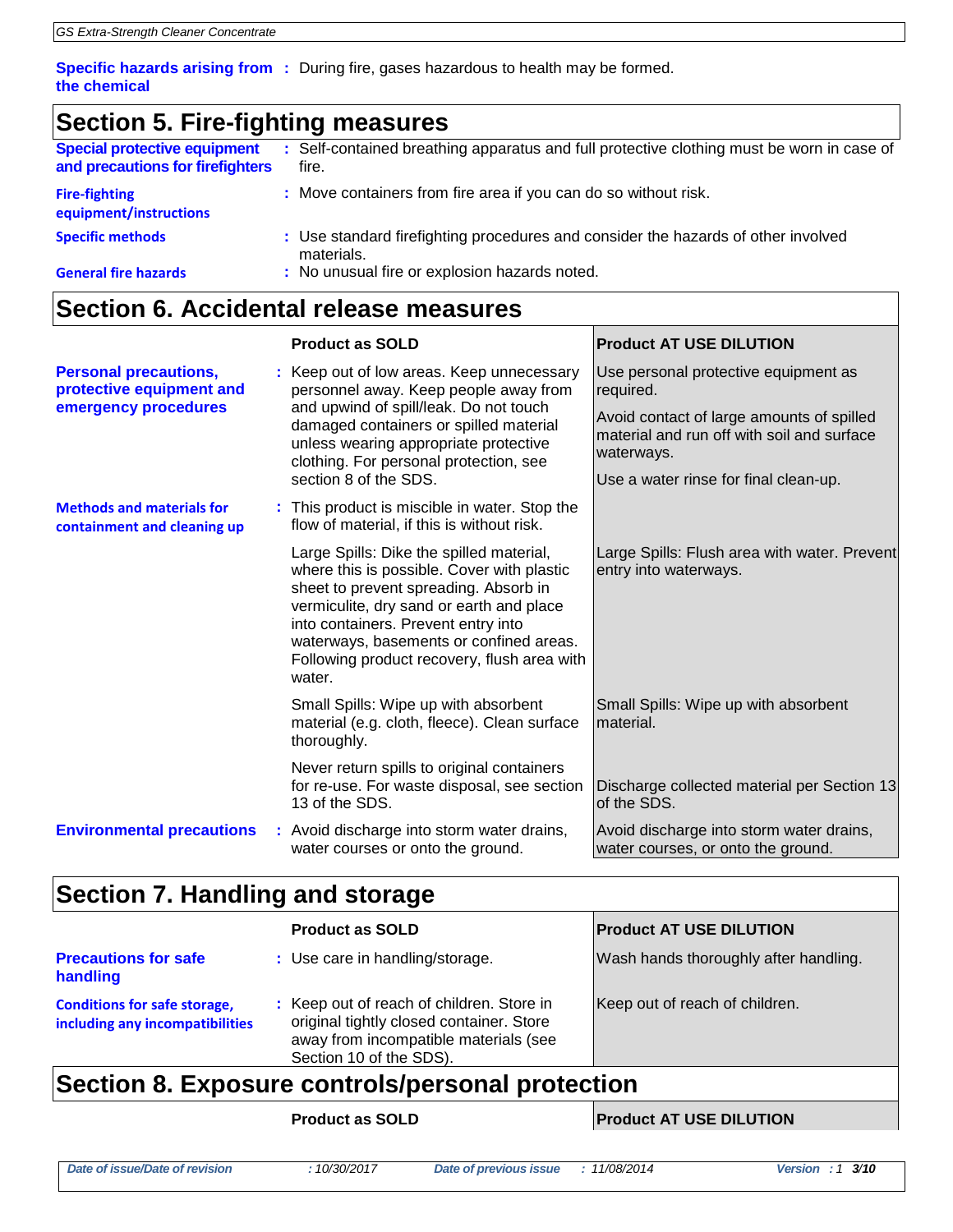**Specific hazards arising from the chemical** : During fire, gases hazardous to health may be formed.

## Section 5. Fire-fighting measures

**Special protective equipment and precautions for firefighters** : Self-contained breathing apparatus and full protective clothing must be worn in case of fire.

**Fire-fighting equipment/instructions** : Move containers from fire area if you can do so without risk.

**Specific methods** : Use standard firefighting procedures and consider the hazards of other involved materials.

**General fire hazards** : No unusual fire or explosion hazards noted.

## Section 6. Accidental release measures

| | Product as SOLD | Product AT USE DILUTION |
|---|---|---|
| **Personal precautions, protective equipment and emergency procedures** | Keep out of low areas. Keep unnecessary personnel away. Keep people away from and upwind of spill/leak. Do not touch damaged containers or spilled material unless wearing appropriate protective clothing. For personal protection, see section 8 of the SDS. | Use personal protective equipment as required.<br><br>Avoid contact of large amounts of spilled material and run off with soil and surface waterways.<br><br>Use a water rinse for final clean-up. |
| **Methods and materials for containment and cleaning up** | This product is miscible in water. Stop the flow of material, if this is without risk. | |
| | Large Spills: Dike the spilled material, where this is possible. Cover with plastic sheet to prevent spreading. Absorb in vermiculite, dry sand or earth and place into containers. Prevent entry into waterways, basements or confined areas. Following product recovery, flush area with water. | Large Spills: Flush area with water. Prevent entry into waterways. |
| | Small Spills: Wipe up with absorbent material (e.g. cloth, fleece). Clean surface thoroughly. | Small Spills: Wipe up with absorbent material. |
| | Never return spills to original containers for re-use. For waste disposal, see section 13 of the SDS. | Discharge collected material per Section 13 of the SDS. |
| **Environmental precautions** | Avoid discharge into storm water drains, water courses or onto the ground. | Avoid discharge into storm water drains, water courses, or onto the ground. |

## Section 7. Handling and storage

| | Product as SOLD | Product AT USE DILUTION |
|---|---|---|
| **Precautions for safe handling** | Use care in handling/storage. | Wash hands thoroughly after handling. |
| **Conditions for safe storage, including any incompatibilities** | Keep out of reach of children. Store in original tightly closed container. Store away from incompatible materials (see Section 10 of the SDS). | Keep out of reach of children. |

## Section 8. Exposure controls/personal protection

| | Product as SOLD | Product AT USE DILUTION |
|---|---|---|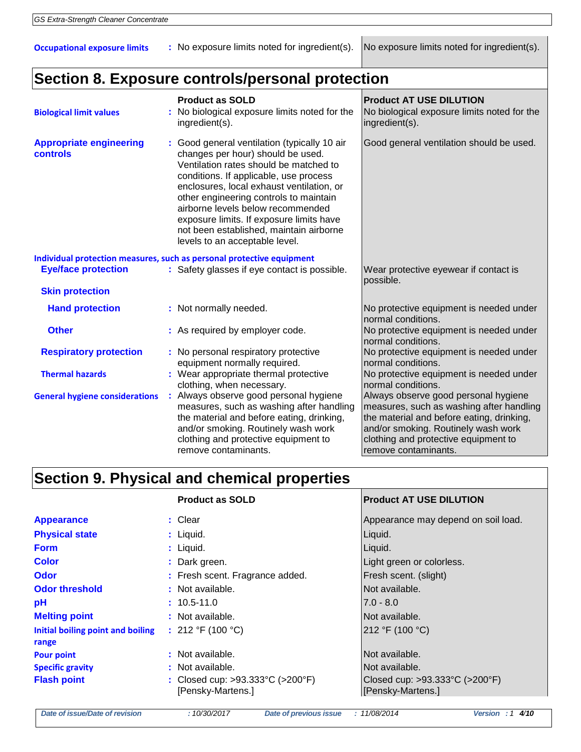| | Product as SOLD | Product AT USE DILUTION |
|---|---|---|
| **Occupational exposure limits** | No exposure limits noted for ingredient(s). | No exposure limits noted for ingredient(s). |

## Section 8. Exposure controls/personal protection

| | Product as SOLD | Product AT USE DILUTION |
|---|---|---|
| **Biological limit values** | No biological exposure limits noted for the ingredient(s). | No biological exposure limits noted for the ingredient(s). |
| **Appropriate engineering controls** | Good general ventilation (typically 10 air changes per hour) should be used. Ventilation rates should be matched to conditions. If applicable, use process enclosures, local exhaust ventilation, or other engineering controls to maintain airborne levels below recommended exposure limits. If exposure limits have not been established, maintain airborne levels to an acceptable level. | Good general ventilation should be used. |
| **Individual protection measures, such as personal protective equipment** | | |
| **Eye/face protection** | Safety glasses if eye contact is possible. | Wear protective eyewear if contact is possible. |
| **Skin protection** | | |
| **Hand protection** | Not normally needed. | No protective equipment is needed under normal conditions. |
| **Other** | As required by employer code. | No protective equipment is needed under normal conditions. |
| **Respiratory protection** | No personal respiratory protective equipment normally required. | No protective equipment is needed under normal conditions. |
| **Thermal hazards** | Wear appropriate thermal protective clothing, when necessary. | No protective equipment is needed under normal conditions. |
| **General hygiene considerations** | Always observe good personal hygiene measures, such as washing after handling the material and before eating, drinking, and/or smoking. Routinely wash work clothing and protective equipment to remove contaminants. | Always observe good personal hygiene measures, such as washing after handling the material and before eating, drinking, and/or smoking. Routinely wash work clothing and protective equipment to remove contaminants. |

## Section 9. Physical and chemical properties

| | Product as SOLD | Product AT USE DILUTION |
|---|---|---|
| **Appearance** | Clear | Appearance may depend on soil load. |
| **Physical state** | Liquid. | Liquid. |
| **Form** | Liquid. | Liquid. |
| **Color** | Dark green. | Light green or colorless. |
| **Odor** | Fresh scent. Fragrance added. | Fresh scent. (slight) |
| **Odor threshold** | Not available. | Not available. |
| **pH** | 10.5-11.0 | 7.0 - 8.0 |
| **Melting point** | Not available. | Not available. |
| **Initial boiling point and boiling range** | 212 °F (100 °C) | 212 °F (100 °C) |
| **Pour point** | Not available. | Not available. |
| **Specific gravity** | Not available. | Not available. |
| **Flash point** | Closed cup: >93.333°C (>200°F) [Pensky-Martens.] | Closed cup: >93.333°C (>200°F) [Pensky-Martens.] |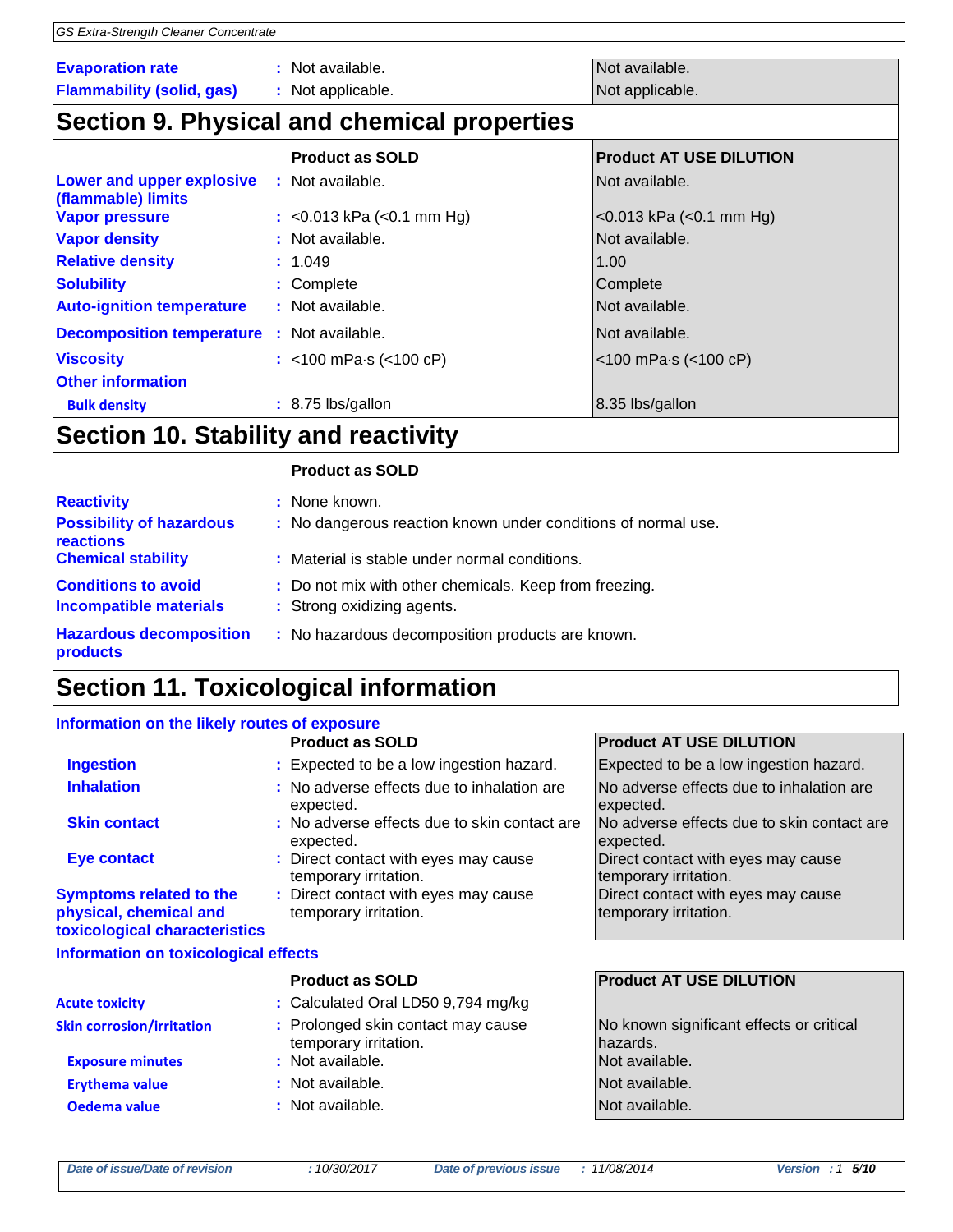| | Product as SOLD | Product AT USE DILUTION |
|---|---|---|
| **Evaporation rate** | Not available. | Not available. |
| **Flammability (solid, gas)** | Not applicable. | Not applicable. |

## Section 9. Physical and chemical properties

| | Product as SOLD | Product AT USE DILUTION |
|---|---|---|
| **Lower and upper explosive (flammable) limits** | Not available. | Not available. |
| **Vapor pressure** | <0.013 kPa (<0.1 mm Hg) | <0.013 kPa (<0.1 mm Hg) |
| **Vapor density** | Not available. | Not available. |
| **Relative density** | 1.049 | 1.00 |
| **Solubility** | Complete | Complete |
| **Auto-ignition temperature** | Not available. | Not available. |
| **Decomposition temperature** | Not available. | Not available. |
| **Viscosity** | <100 mPa·s (<100 cP) | <100 mPa·s (<100 cP) |
| **Other information** | | |
| **Bulk density** | 8.75 lbs/gallon | 8.35 lbs/gallon |

## Section 10. Stability and reactivity

| | Product as SOLD |
|---|---|
| **Reactivity** | None known. |
| **Possibility of hazardous reactions** | No dangerous reaction known under conditions of normal use. |
| **Chemical stability** | Material is stable under normal conditions. |
| **Conditions to avoid** | Do not mix with other chemicals. Keep from freezing. |
| **Incompatible materials** | Strong oxidizing agents. |
| **Hazardous decomposition products** | No hazardous decomposition products are known. |

## Section 11. Toxicological information

### Information on the likely routes of exposure

| | Product as SOLD | Product AT USE DILUTION |
|---|---|---|
| **Ingestion** | Expected to be a low ingestion hazard. | Expected to be a low ingestion hazard. |
| **Inhalation** | No adverse effects due to inhalation are expected. | No adverse effects due to inhalation are expected. |
| **Skin contact** | No adverse effects due to skin contact are expected. | No adverse effects due to skin contact are expected. |
| **Eye contact** | Direct contact with eyes may cause temporary irritation. | Direct contact with eyes may cause temporary irritation. |
| **Symptoms related to the physical, chemical and toxicological characteristics** | Direct contact with eyes may cause temporary irritation. | Direct contact with eyes may cause temporary irritation. |

### Information on toxicological effects

| | Product as SOLD | Product AT USE DILUTION |
|---|---|---|
| **Acute toxicity** | Calculated Oral LD50 9,794 mg/kg | |
| **Skin corrosion/irritation** | Prolonged skin contact may cause temporary irritation. | No known significant effects or critical hazards. |
| **Exposure minutes** | Not available. | Not available. |
| **Erythema value** | Not available. | Not available. |
| **Oedema value** | Not available. | Not available. |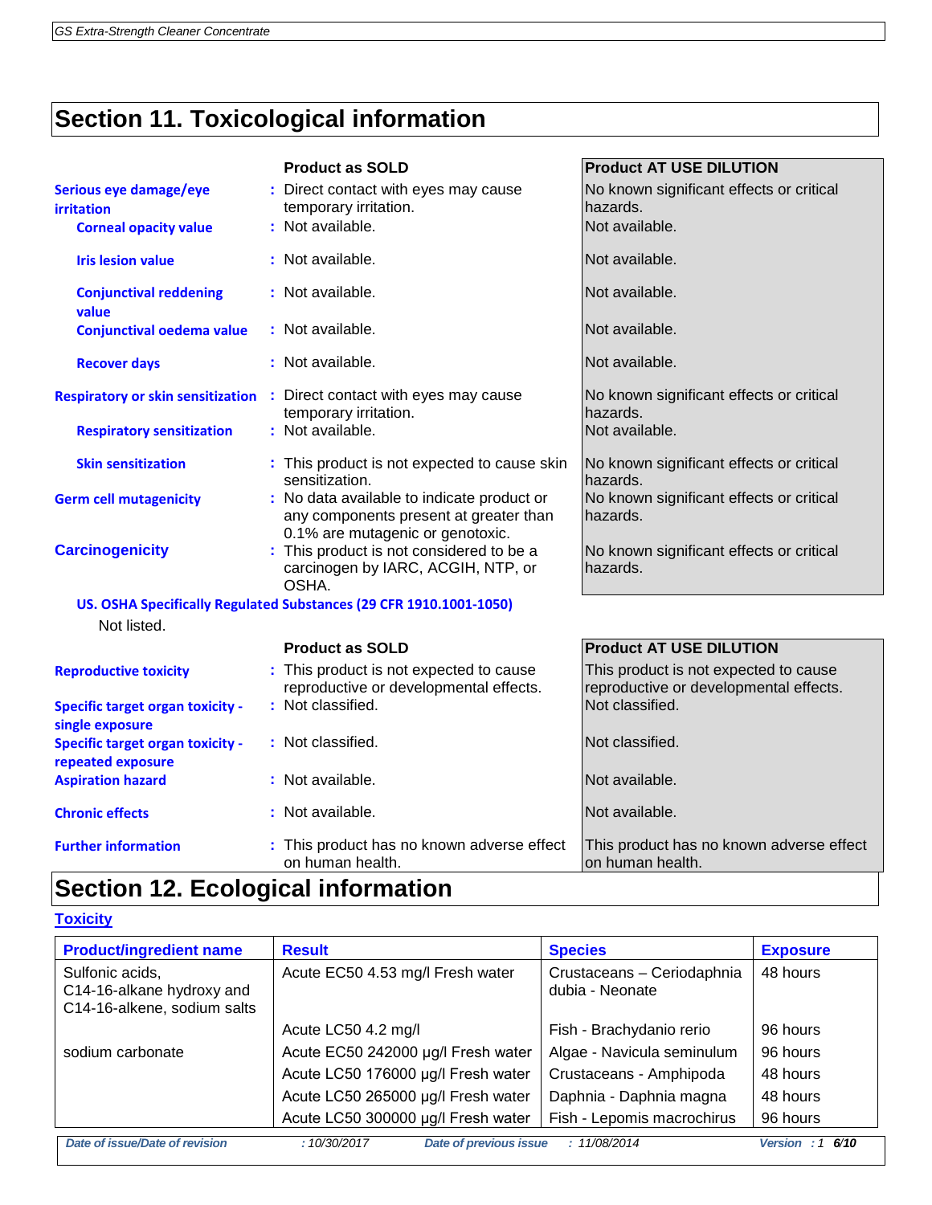## Section 11. Toxicological information

| | Product as SOLD | Product AT USE DILUTION |
|---|---|---|
| **Serious eye damage/eye irritation** | Direct contact with eyes may cause temporary irritation. | No known significant effects or critical hazards. |
| **Corneal opacity value** | Not available. | Not available. |
| **Iris lesion value** | Not available. | Not available. |
| **Conjunctival reddening value** | Not available. | Not available. |
| **Conjunctival oedema value** | Not available. | Not available. |
| **Recover days** | Not available. | Not available. |
| **Respiratory or skin sensitization** | Direct contact with eyes may cause temporary irritation. | No known significant effects or critical hazards. |
| **Respiratory sensitization** | Not available. | Not available. |
| **Skin sensitization** | This product is not expected to cause skin sensitization. | No known significant effects or critical hazards. |
| **Germ cell mutagenicity** | No data available to indicate product or any components present at greater than 0.1% are mutagenic or genotoxic. | No known significant effects or critical hazards. |
| **Carcinogenicity** | This product is not considered to be a carcinogen by IARC, ACGIH, NTP, or OSHA. | No known significant effects or critical hazards. |

**US. OSHA Specifically Regulated Substances (29 CFR 1910.1001-1050)**

Not listed.

| | Product as SOLD | Product AT USE DILUTION |
|---|---|---|
| **Reproductive toxicity** | This product is not expected to cause reproductive or developmental effects. | This product is not expected to cause reproductive or developmental effects. |
| **Specific target organ toxicity - single exposure** | Not classified. | Not classified. |
| **Specific target organ toxicity - repeated exposure** | Not classified. | Not classified. |
| **Aspiration hazard** | Not available. | Not available. |
| **Chronic effects** | Not available. | Not available. |
| **Further information** | This product has no known adverse effect on human health. | This product has no known adverse effect on human health. |

## Section 12. Ecological information

### Toxicity

| Product/ingredient name | Result | Species | Exposure |
|---|---|---|---|
| Sulfonic acids, C14-16-alkane hydroxy and C14-16-alkene, sodium salts | Acute EC50 4.53 mg/l Fresh water | Crustaceans – Ceriodaphnia dubia - Neonate | 48 hours |
| | Acute LC50 4.2 mg/l | Fish - Brachydanio rerio | 96 hours |
| sodium carbonate | Acute EC50 242000 µg/l Fresh water | Algae - Navicula seminulum | 96 hours |
| | Acute LC50 176000 µg/l Fresh water | Crustaceans - Amphipoda | 48 hours |
| | Acute LC50 265000 µg/l Fresh water | Daphnia - Daphnia magna | 48 hours |
| | Acute LC50 300000 µg/l Fresh water | Fish - Lepomis macrochirus | 96 hours |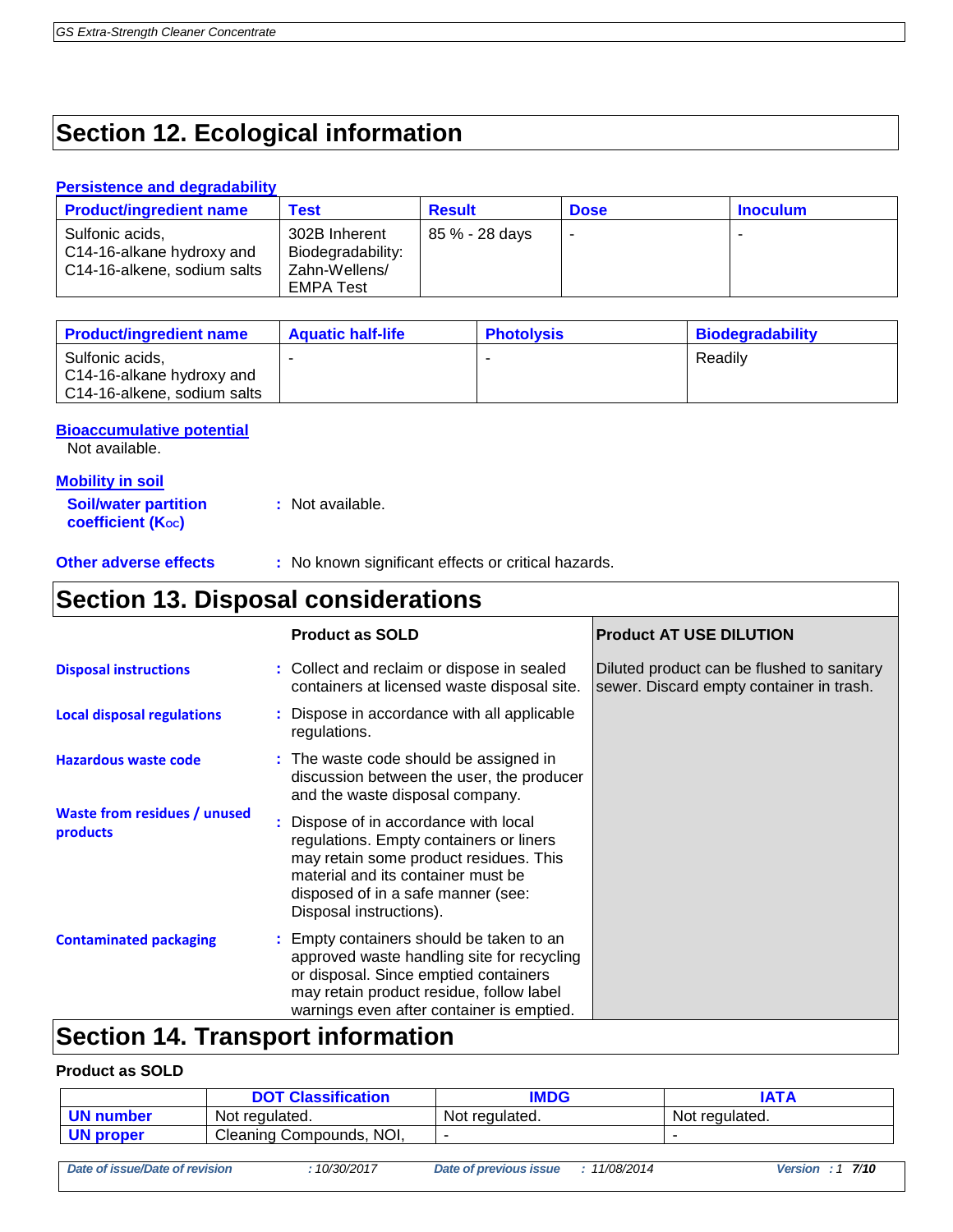## Section 12. Ecological information

### Persistence and degradability

| Product/ingredient name | Test | Result | Dose | Inoculum |
|---|---|---|---|---|
| Sulfonic acids, C14-16-alkane hydroxy and C14-16-alkene, sodium salts | 302B Inherent Biodegradability: Zahn-Wellens/ EMPA Test | 85 % - 28 days | - | - |

| Product/ingredient name | Aquatic half-life | Photolysis | Biodegradability |
|---|---|---|---|
| Sulfonic acids, C14-16-alkane hydroxy and C14-16-alkene, sodium salts | - | - | Readily |

### Bioaccumulative potential

Not available.

### Mobility in soil

**Soil/water partition coefficient ($K_{OC}$)** : Not available.

**Other adverse effects** : No known significant effects or critical hazards.

## Section 13. Disposal considerations

| | Product as SOLD | Product AT USE DILUTION |
|---|---|---|
| **Disposal instructions** | Collect and reclaim or dispose in sealed containers at licensed waste disposal site. | Diluted product can be flushed to sanitary sewer. Discard empty container in trash. |
| **Local disposal regulations** | Dispose in accordance with all applicable regulations. | |
| **Hazardous waste code** | The waste code should be assigned in discussion between the user, the producer and the waste disposal company. | |
| **Waste from residues / unused products** | Dispose of in accordance with local regulations. Empty containers or liners may retain some product residues. This material and its container must be disposed of in a safe manner (see: Disposal instructions). | |
| **Contaminated packaging** | Empty containers should be taken to an approved waste handling site for recycling or disposal. Since emptied containers may retain product residue, follow label warnings even after container is emptied. | |

## Section 14. Transport information

**Product as SOLD**

| | DOT Classification | IMDG | IATA |
|---|---|---|---|
| **UN number** | Not regulated. | Not regulated. | Not regulated. |
| **UN proper** | Cleaning Compounds, NOI, | - | - |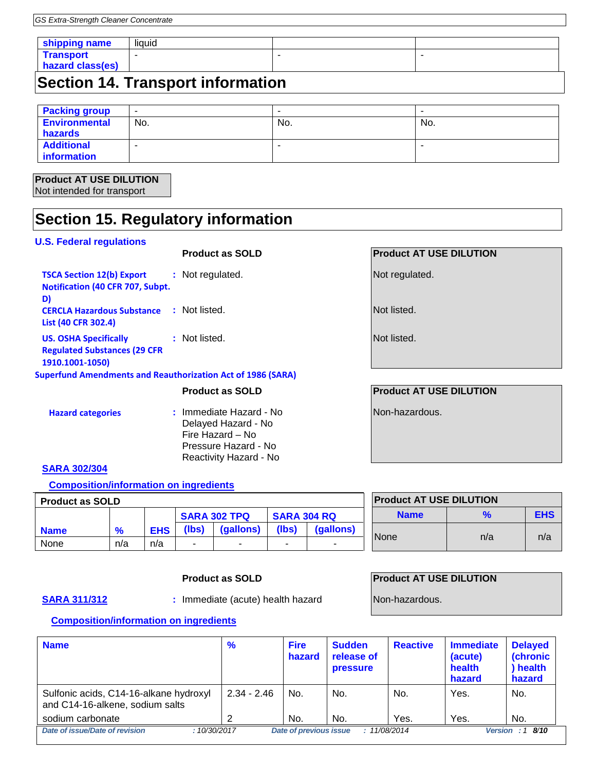| shipping name | liquid | | |
|---|---|---|---|
| Transport hazard class(es) | - | - | - |

## Section 14. Transport information

| Packing group | - | - | - |
|---|---|---|---|
| Environmental hazards | No. | No. | No. |
| Additional information | - | - | - |

**Product AT USE DILUTION**
Not intended for transport

## Section 15. Regulatory information

### U.S. Federal regulations

| | Product as SOLD | Product AT USE DILUTION |
|---|---|---|
| TSCA Section 12(b) Export Notification (40 CFR 707, Subpt. D) | : Not regulated. | Not regulated. |
| CERCLA Hazardous Substance List (40 CFR 302.4) | : Not listed. | Not listed. |
| US. OSHA Specifically Regulated Substances (29 CFR 1910.1001-1050) | : Not listed. | Not listed. |

**Superfund Amendments and Reauthorization Act of 1986 (SARA)**

| | Product as SOLD | Product AT USE DILUTION |
|---|---|---|
| Hazard categories | : Immediate Hazard - No<br>Delayed Hazard - No<br>Fire Hazard – No<br>Pressure Hazard - No<br>Reactivity Hazard - No | Non-hazardous. |

**SARA 302/304**

**Composition/information on ingredients**

**Product as SOLD**

| Name | % | EHS | SARA 302 TPQ | | SARA 304 RQ | |
|---|---|---|---|---|---|---|
| | | | (lbs) | (gallons) | (lbs) | (gallons) |
| None | n/a | n/a | - | - | - | - |

**Product AT USE DILUTION**

| Name | % | EHS |
|---|---|---|
| None | n/a | n/a |

| | Product as SOLD | Product AT USE DILUTION |
|---|---|---|
| SARA 311/312 | : Immediate (acute) health hazard | Non-hazardous. |

**Composition/information on ingredients**

| Name | % | Fire hazard | Sudden release of pressure | Reactive | Immediate (acute) health hazard | Delayed (chronic) health hazard |
|---|---|---|---|---|---|---|
| Sulfonic acids, C14-16-alkane hydroxyl and C14-16-alkene, sodium salts | 2.34 - 2.46 | No. | No. | No. | Yes. | No. |
| sodium carbonate | 2 | No. | No. | Yes. | Yes. | No. |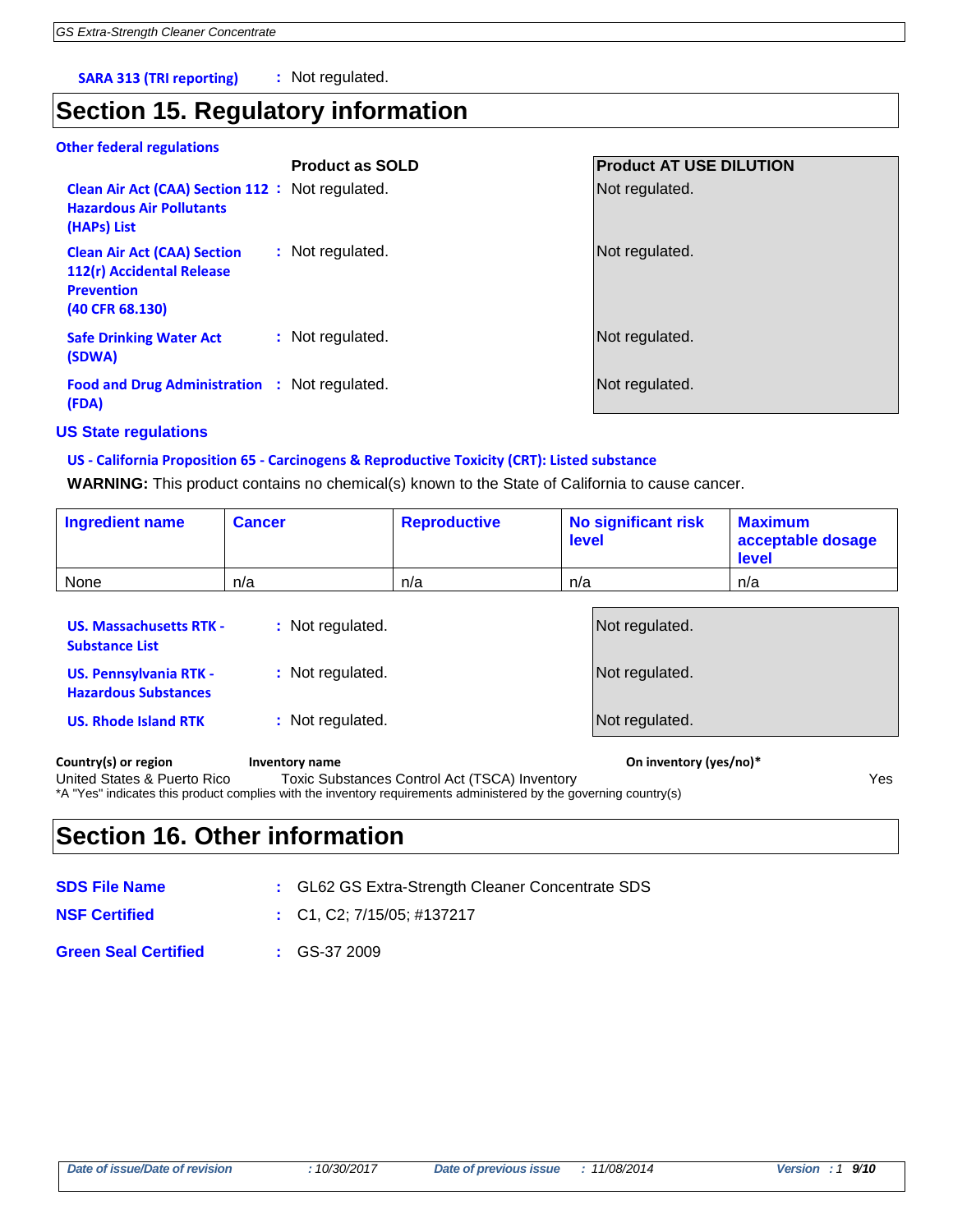**SARA 313 (TRI reporting)** : Not regulated.

# Section 15. Regulatory information

**Other federal regulations**

| | Product as SOLD | Product AT USE DILUTION |
|---|---|---|
| **Clean Air Act (CAA) Section 112 Hazardous Air Pollutants (HAPs) List** | Not regulated. | Not regulated. |
| **Clean Air Act (CAA) Section 112(r) Accidental Release Prevention (40 CFR 68.130)** | Not regulated. | Not regulated. |
| **Safe Drinking Water Act (SDWA)** | Not regulated. | Not regulated. |
| **Food and Drug Administration (FDA)** | Not regulated. | Not regulated. |

**US State regulations**

**US - California Proposition 65 - Carcinogens & Reproductive Toxicity (CRT): Listed substance**

**WARNING:** This product contains no chemical(s) known to the State of California to cause cancer.

| Ingredient name | Cancer | Reproductive | No significant risk level | Maximum acceptable dosage level |
|---|---|---|---|---|
| None | n/a | n/a | n/a | n/a |

| | Product as SOLD | Product AT USE DILUTION |
|---|---|---|
| **US. Massachusetts RTK - Substance List** | Not regulated. | Not regulated. |
| **US. Pennsylvania RTK - Hazardous Substances** | Not regulated. | Not regulated. |
| **US. Rhode Island RTK** | Not regulated. | Not regulated. |

| Country(s) or region | Inventory name | On inventory (yes/no)* |
|---|---|---|
| United States & Puerto Rico | Toxic Substances Control Act (TSCA) Inventory | Yes |

*A "Yes" indicates this product complies with the inventory requirements administered by the governing country(s)

# Section 16. Other information

**SDS File Name** : GL62 GS Extra-Strength Cleaner Concentrate SDS

**NSF Certified** : C1, C2; 7/15/05; #137217

**Green Seal Certified** : GS-37 2009

*Date of issue/Date of revision* : 10/30/2017 *Date of previous issue* : 11/08/2014 *Version* : 1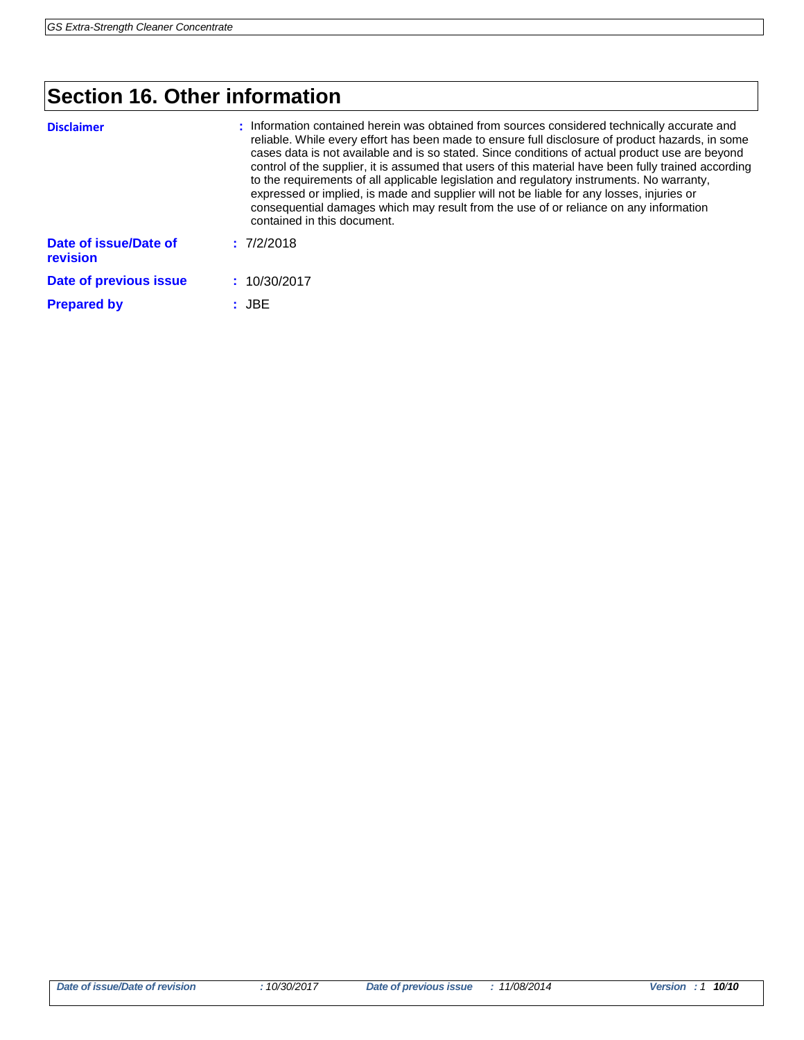# Section 16. Other information

**Disclaimer** : Information contained herein was obtained from sources considered technically accurate and reliable. While every effort has been made to ensure full disclosure of product hazards, in some cases data is not available and is so stated. Since conditions of actual product use are beyond control of the supplier, it is assumed that users of this material have been fully trained according to the requirements of all applicable legislation and regulatory instruments. No warranty, expressed or implied, is made and supplier will not be liable for any losses, injuries or consequential damages which may result from the use of or reliance on any information contained in this document.

**Date of issue/Date of revision** : 7/2/2018

**Date of previous issue** : 10/30/2017

**Prepared by** : JBE